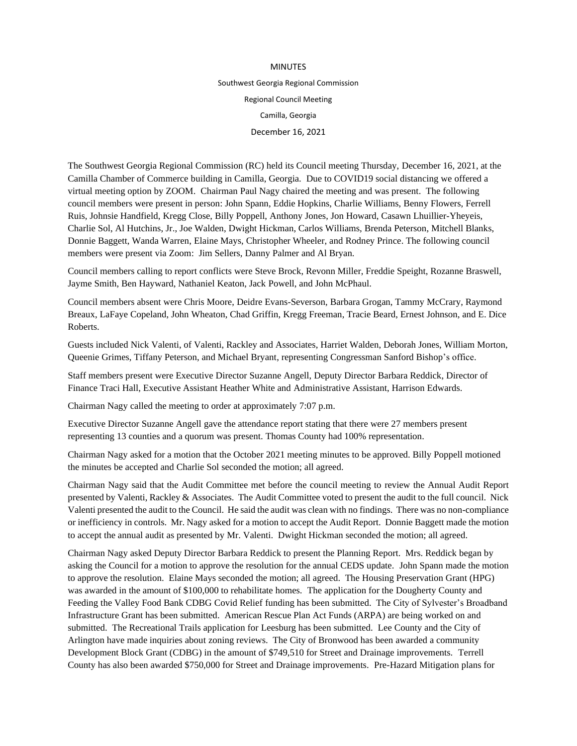MINUTES

Southwest Georgia Regional Commission

Regional Council Meeting

Camilla, Georgia

December 16, 2021

The Southwest Georgia Regional Commission (RC) held its Council meeting Thursday, December 16, 2021, at the Camilla Chamber of Commerce building in Camilla, Georgia. Due to COVID19 social distancing we offered a virtual meeting option by ZOOM. Chairman Paul Nagy chaired the meeting and was present. The following council members were present in person: John Spann, Eddie Hopkins, Charlie Williams, Benny Flowers, Ferrell Ruis, Johnsie Handfield, Kregg Close, Billy Poppell, Anthony Jones, Jon Howard, Casawn Lhuillier-Yheyeis, Charlie Sol, Al Hutchins, Jr., Joe Walden, Dwight Hickman, Carlos Williams, Brenda Peterson, Mitchell Blanks, Donnie Baggett, Wanda Warren, Elaine Mays, Christopher Wheeler, and Rodney Prince. The following council members were present via Zoom: Jim Sellers, Danny Palmer and Al Bryan.

Council members calling to report conflicts were Steve Brock, Revonn Miller, Freddie Speight, Rozanne Braswell, Jayme Smith, Ben Hayward, Nathaniel Keaton, Jack Powell, and John McPhaul.

Council members absent were Chris Moore, Deidre Evans-Severson, Barbara Grogan, Tammy McCrary, Raymond Breaux, LaFaye Copeland, John Wheaton, Chad Griffin, Kregg Freeman, Tracie Beard, Ernest Johnson, and E. Dice Roberts.

Guests included Nick Valenti, of Valenti, Rackley and Associates, Harriet Walden, Deborah Jones, William Morton, Queenie Grimes, Tiffany Peterson, and Michael Bryant, representing Congressman Sanford Bishop's office.

Staff members present were Executive Director Suzanne Angell, Deputy Director Barbara Reddick, Director of Finance Traci Hall, Executive Assistant Heather White and Administrative Assistant, Harrison Edwards.

Chairman Nagy called the meeting to order at approximately 7:07 p.m.

Executive Director Suzanne Angell gave the attendance report stating that there were 27 members present representing 13 counties and a quorum was present. Thomas County had 100% representation.

Chairman Nagy asked for a motion that the October 2021 meeting minutes to be approved. Billy Poppell motioned the minutes be accepted and Charlie Sol seconded the motion; all agreed.

Chairman Nagy said that the Audit Committee met before the council meeting to review the Annual Audit Report presented by Valenti, Rackley & Associates. The Audit Committee voted to present the audit to the full council. Nick Valenti presented the audit to the Council. He said the audit was clean with no findings. There was no non-compliance or inefficiency in controls. Mr. Nagy asked for a motion to accept the Audit Report. Donnie Baggett made the motion to accept the annual audit as presented by Mr. Valenti. Dwight Hickman seconded the motion; all agreed.

Chairman Nagy asked Deputy Director Barbara Reddick to present the Planning Report. Mrs. Reddick began by asking the Council for a motion to approve the resolution for the annual CEDS update. John Spann made the motion to approve the resolution. Elaine Mays seconded the motion; all agreed. The Housing Preservation Grant (HPG) was awarded in the amount of $100,000 to rehabilitate homes. The application for the Dougherty County and Feeding the Valley Food Bank CDBG Covid Relief funding has been submitted. The City of Sylvester's Broadband Infrastructure Grant has been submitted. American Rescue Plan Act Funds (ARPA) are being worked on and submitted. The Recreational Trails application for Leesburg has been submitted. Lee County and the City of Arlington have made inquiries about zoning reviews. The City of Bronwood has been awarded a community Development Block Grant (CDBG) in the amount of $749,510 for Street and Drainage improvements. Terrell County has also been awarded $750,000 for Street and Drainage improvements. Pre-Hazard Mitigation plans for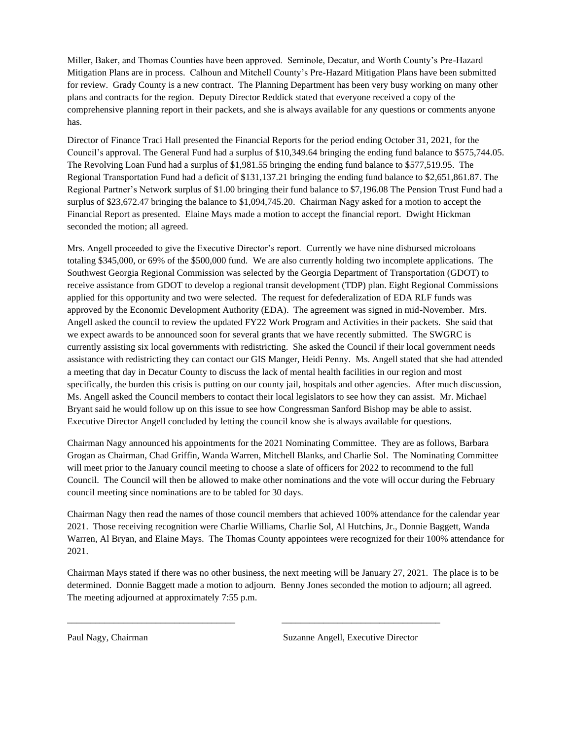Miller, Baker, and Thomas Counties have been approved. Seminole, Decatur, and Worth County's Pre-Hazard Mitigation Plans are in process. Calhoun and Mitchell County's Pre-Hazard Mitigation Plans have been submitted for review. Grady County is a new contract. The Planning Department has been very busy working on many other plans and contracts for the region. Deputy Director Reddick stated that everyone received a copy of the comprehensive planning report in their packets, and she is always available for any questions or comments anyone has.

Director of Finance Traci Hall presented the Financial Reports for the period ending October 31, 2021, for the Council's approval. The General Fund had a surplus of $10,349.64 bringing the ending fund balance to $575,744.05. The Revolving Loan Fund had a surplus of $1,981.55 bringing the ending fund balance to $577,519.95. The Regional Transportation Fund had a deficit of $131,137.21 bringing the ending fund balance to $2,651,861.87. The Regional Partner's Network surplus of $1.00 bringing their fund balance to $7,196.08 The Pension Trust Fund had a surplus of $23,672.47 bringing the balance to $1,094,745.20. Chairman Nagy asked for a motion to accept the Financial Report as presented. Elaine Mays made a motion to accept the financial report. Dwight Hickman seconded the motion; all agreed.

Mrs. Angell proceeded to give the Executive Director's report. Currently we have nine disbursed microloans totaling $345,000, or 69% of the $500,000 fund. We are also currently holding two incomplete applications. The Southwest Georgia Regional Commission was selected by the Georgia Department of Transportation (GDOT) to receive assistance from GDOT to develop a regional transit development (TDP) plan. Eight Regional Commissions applied for this opportunity and two were selected. The request for defederalization of EDA RLF funds was approved by the Economic Development Authority (EDA). The agreement was signed in mid-November. Mrs. Angell asked the council to review the updated FY22 Work Program and Activities in their packets. She said that we expect awards to be announced soon for several grants that we have recently submitted. The SWGRC is currently assisting six local governments with redistricting. She asked the Council if their local government needs assistance with redistricting they can contact our GIS Manger, Heidi Penny. Ms. Angell stated that she had attended a meeting that day in Decatur County to discuss the lack of mental health facilities in our region and most specifically, the burden this crisis is putting on our county jail, hospitals and other agencies. After much discussion, Ms. Angell asked the Council members to contact their local legislators to see how they can assist. Mr. Michael Bryant said he would follow up on this issue to see how Congressman Sanford Bishop may be able to assist. Executive Director Angell concluded by letting the council know she is always available for questions.

Chairman Nagy announced his appointments for the 2021 Nominating Committee. They are as follows, Barbara Grogan as Chairman, Chad Griffin, Wanda Warren, Mitchell Blanks, and Charlie Sol. The Nominating Committee will meet prior to the January council meeting to choose a slate of officers for 2022 to recommend to the full Council. The Council will then be allowed to make other nominations and the vote will occur during the February council meeting since nominations are to be tabled for 30 days.

Chairman Nagy then read the names of those council members that achieved 100% attendance for the calendar year 2021. Those receiving recognition were Charlie Williams, Charlie Sol, Al Hutchins, Jr., Donnie Baggett, Wanda Warren, Al Bryan, and Elaine Mays. The Thomas County appointees were recognized for their 100% attendance for 2021.

Chairman Mays stated if there was no other business, the next meeting will be January 27, 2021. The place is to be determined. Donnie Baggett made a motion to adjourn. Benny Jones seconded the motion to adjourn; all agreed. The meeting adjourned at approximately 7:55 p.m.

\_\_\_\_\_\_\_\_\_\_\_\_\_\_\_\_\_\_\_\_\_\_\_\_\_\_\_\_\_\_\_\_\_\_\_\_ \_\_\_\_\_\_\_\_\_\_\_\_\_\_\_\_\_\_\_\_\_\_\_\_\_\_\_\_\_\_\_\_\_\_

Paul Nagy, Chairman    Suzanne Angell, Executive Director